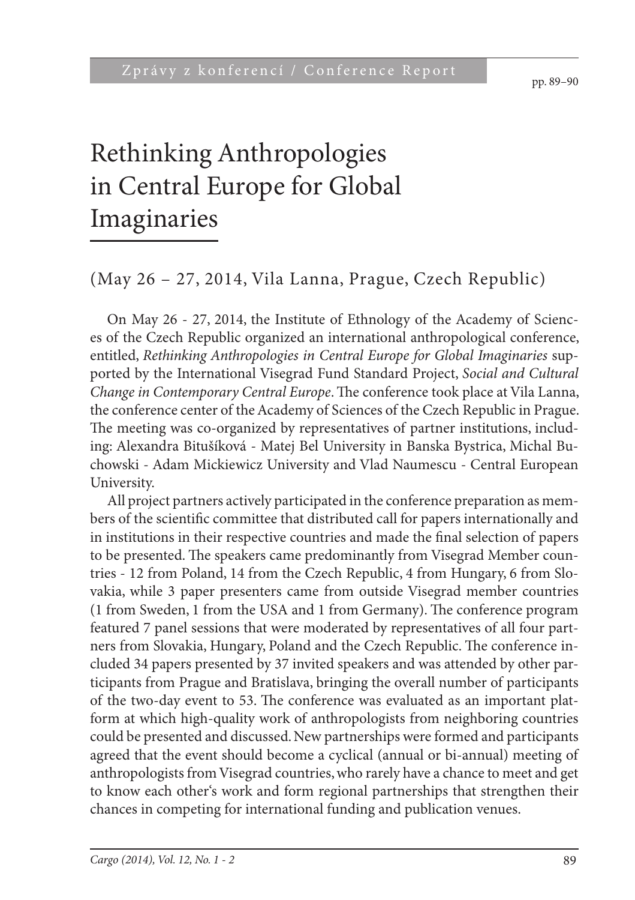# Rethinking Anthropologies in Central Europe for Global Imaginaries

(May 26 – 27, 2014, Vila Lanna, Prague, Czech Republic)

On May 26 - 27, 2014, the Institute of Ethnology of the Academy of Sciences of the Czech Republic organized an international anthropological conference, entitled, *Rethinking Anthropologies in Central Europe for Global Imaginaries* supported by the International Visegrad Fund Standard Project, *Social and Cultural Change in Contemporary Central Europe*. The conference took place at Vila Lanna, the conference center of the Academy of Sciences of the Czech Republic in Prague. The meeting was co-organized by representatives of partner institutions, including: Alexandra Bitušíková - Matej Bel University in Banska Bystrica, Michal Buchowski - Adam Mickiewicz University and Vlad Naumescu - Central European University.

All project partners actively participated in the conference preparation as members of the scientific committee that distributed call for papers internationally and in institutions in their respective countries and made the final selection of papers to be presented. The speakers came predominantly from Visegrad Member countries - 12 from Poland, 14 from the Czech Republic, 4 from Hungary, 6 from Slovakia, while 3 paper presenters came from outside Visegrad member countries (1 from Sweden, 1 from the USA and 1 from Germany). The conference program featured 7 panel sessions that were moderated by representatives of all four partners from Slovakia, Hungary, Poland and the Czech Republic. The conference included 34 papers presented by 37 invited speakers and was attended by other participants from Prague and Bratislava, bringing the overall number of participants of the two-day event to 53. The conference was evaluated as an important platform at which high-quality work of anthropologists from neighboring countries could be presented and discussed. New partnerships were formed and participants agreed that the event should become a cyclical (annual or bi-annual) meeting of anthropologists from Visegrad countries, who rarely have a chance to meet and get to know each other's work and form regional partnerships that strengthen their chances in competing for international funding and publication venues.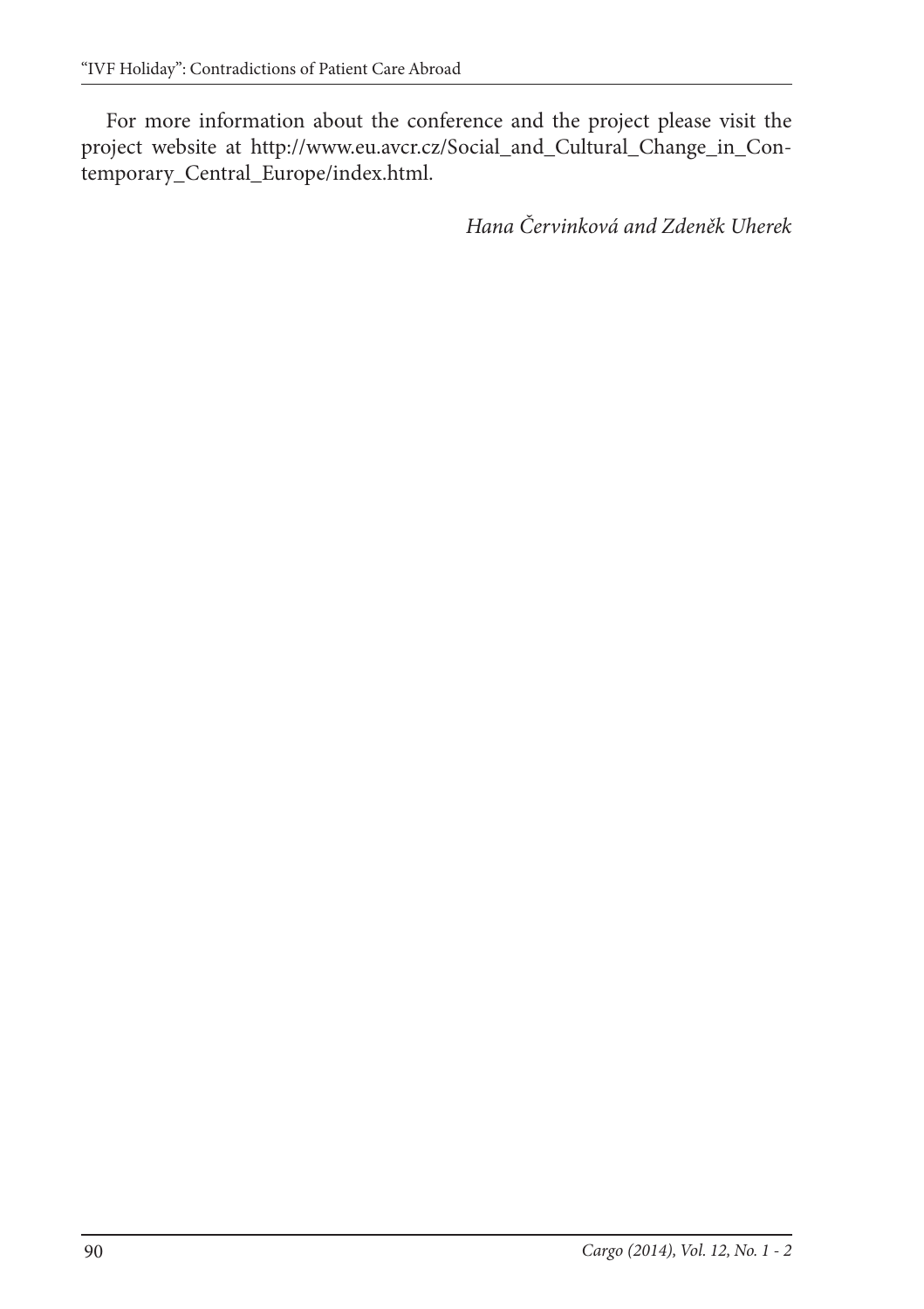For more information about the conference and the project please visit the project website at http://www.eu.avcr.cz/Social_and_Cultural_Change_in_Contemporary_Central_Europe/index.html.

*Hana Červinková and Zdeněk Uherek*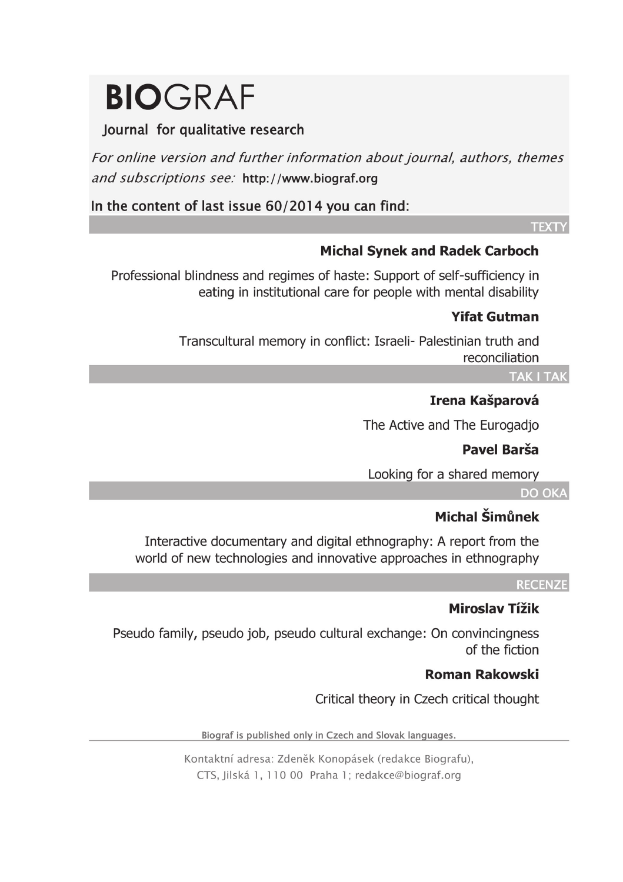# **BIO**GRAF

Journal for qualitative research

*For online version and further information about journal, authors, themes and subscriptions see:* http://www.biograf.org

In the content of last issue 60/2014 you can find:

## TEXTY

**Michal Synek and Radek Carboch**

Professional blindness and regimes of haste: Support of self-sufficiency in eating in institutional care for people with mental disability

**Yifat Gutman**

Transcultural memory in conflict: Israeli- Palestinian truth and reconciliation

## TAK I TAK

**Irena Kašparová**

The Active and The Eurogadjo

**Pavel Barša**

Looking for a shared memory

## DO OKA

**Michal Šimůnek**

Interactive documentary and digital ethnography: A report from the world of new technologies and innovative approaches in ethnography

## RECENZE

**Miroslav Tížik**

Pseudo family, pseudo job, pseudo cultural exchange: On convincingness of the fiction

**Roman Rakowski**

Critical theory in Czech critical thought

Biograf is published only in Czech and Slovak languages.

Kontaktní adresa: Zdeněk Konopásek (redakce Biografu), CTS, Jilská 1, 110 00 Praha 1; redakce@biograf.org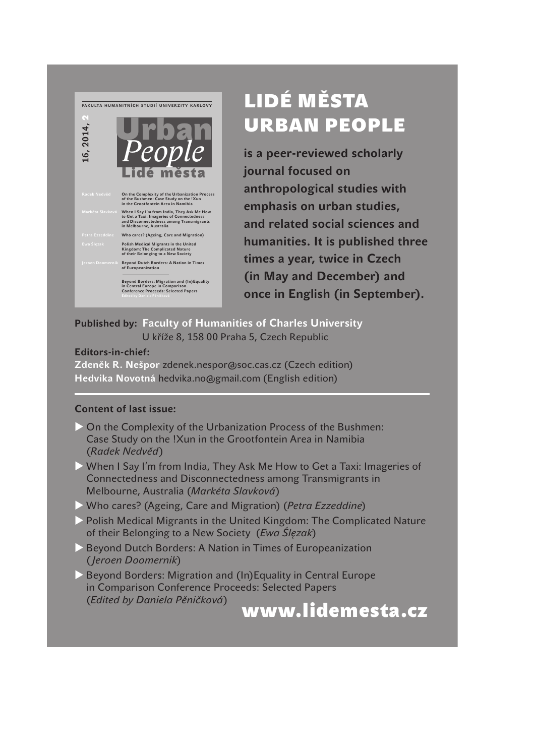# LIDÉ MĚSTA URBAN PEOPLE

**is a peer-reviewed scholarly journal focused on anthropological studies with emphasis on urban studies, and related social sciences and humanities. It is published three times a year, twice in Czech (in May and December) and once in English (in September).**

**Published by: Faculty of Humanities of Charles University**
U kříže 8, 158 00 Praha 5, Czech Republic

**Editors-in-chief:**
**Zdeněk R. Nešpor** zdenek.nespor@soc.cas.cz (Czech edition)
**Hedvika Novotná** hedvika.no@gmail.com (English edition)

---

**Content of last issue:**

- On the Complexity of the Urbanization Process of the Bushmen: Case Study on the !Xun in the Grootfontein Area in Namibia (*Radek Nedvěd*)
- When I Say I'm from India, They Ask Me How to Get a Taxi: Imageries of Connectedness and Disconnectedness among Transmigrants in Melbourne, Australia (*Markéta Slavková*)
- Who cares? (Ageing, Care and Migration) (*Petra Ezzedine*)
- Polish Medical Migrants in the United Kingdom: The Complicated Nature of their Belonging to a New Society (*Ewa Ślęzak*)
- Beyond Dutch Borders: A Nation in Times of Europeanization (*Jeroen Doomernik*)
- Beyond Borders: Migration and (In)Equality in Central Europe in Comparison Conference Proceeds: Selected Papers (*Edited by Daniela Pěničková*)

**www.lidemesta.cz**